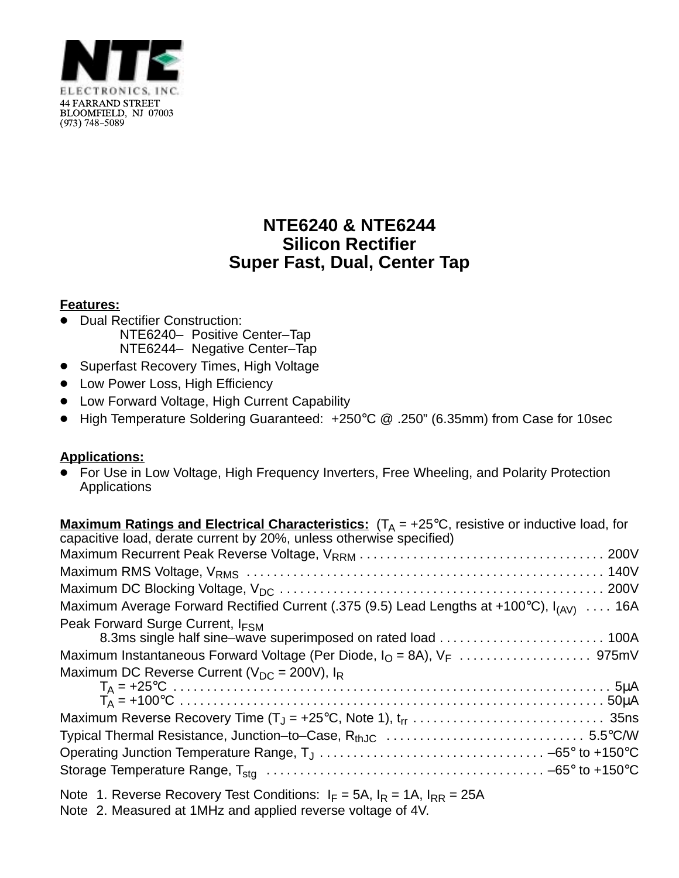NTE ELECTRONICS, INC.
44 FARRAND STREET
BLOOMFIELD, NJ 07003
(973) 748–5089

# NTE6240 & NTE6244
## Silicon Rectifier
## Super Fast, Dual, Center Tap

**Features:**
- Dual Rectifier Construction:
  - NTE6240– Positive Center–Tap
  - NTE6244– Negative Center–Tap
- Superfast Recovery Times, High Voltage
- Low Power Loss, High Efficiency
- Low Forward Voltage, High Current Capability
- High Temperature Soldering Guaranteed: +250°C @ .250" (6.35mm) from Case for 10sec

**Applications:**
- For Use in Low Voltage, High Frequency Inverters, Free Wheeling, and Polarity Protection Applications

**Maximum Ratings and Electrical Characteristics:** ($T_A$ = +25°C, resistive or inductive load, for capacitive load, derate current by 20%, unless otherwise specified)

Maximum Recurrent Peak Reverse Voltage, $V_{RRM}$ . . . . . 200V
Maximum RMS Voltage, $V_{RMS}$ . . . . . 140V
Maximum DC Blocking Voltage, $V_{DC}$ . . . . . 200V
Maximum Average Forward Rectified Current (.375 (9.5) Lead Lengths at +100°C), $I_{(AV)}$ . . . . 16A
Peak Forward Surge Current, $I_{FSM}$
  8.3ms single half sine–wave superimposed on rated load . . . . . 100A
Maximum Instantaneous Forward Voltage (Per Diode, $I_O$ = 8A), $V_F$ . . . . . 975mV
Maximum DC Reverse Current ($V_{DC}$ = 200V), $I_R$
  $T_A$ = +25°C . . . . . 5μA
  $T_A$ = +100°C . . . . . 50μA
Maximum Reverse Recovery Time ($T_J$ = +25°C, Note 1), $t_{rr}$ . . . . . 35ns
Typical Thermal Resistance, Junction–to–Case, $R_{thJC}$ . . . . . 5.5°C/W
Operating Junction Temperature Range, $T_J$ . . . . . –65° to +150°C
Storage Temperature Range, $T_{stg}$ . . . . . –65° to +150°C

Note 1. Reverse Recovery Test Conditions: $I_F$ = 5A, $I_R$ = 1A, $I_{RR}$ = 25A
Note 2. Measured at 1MHz and applied reverse voltage of 4V.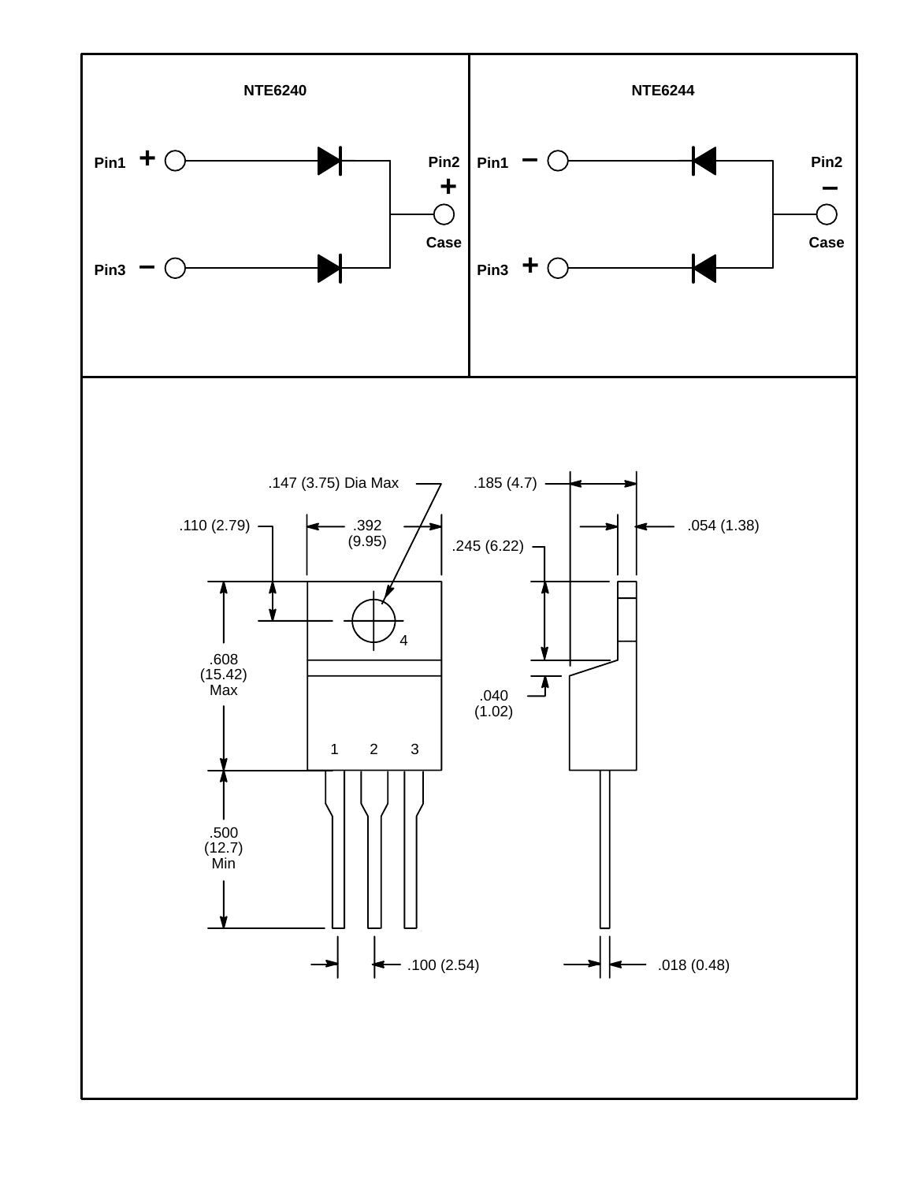**NTE6240**

Pin1 +

Pin3 −

Pin2 +

Case

**NTE6244**

Pin1 −

Pin3 +

Pin2 −

Case

.147 (3.75) Dia Max

.110 (2.79)

.392 (9.95)

.608 (15.42) Max

4

1 2 3

.500 (12.7) Min

.100 (2.54)

.185 (4.7)

.054 (1.38)

.245 (6.22)

.040 (1.02)

.018 (0.48)